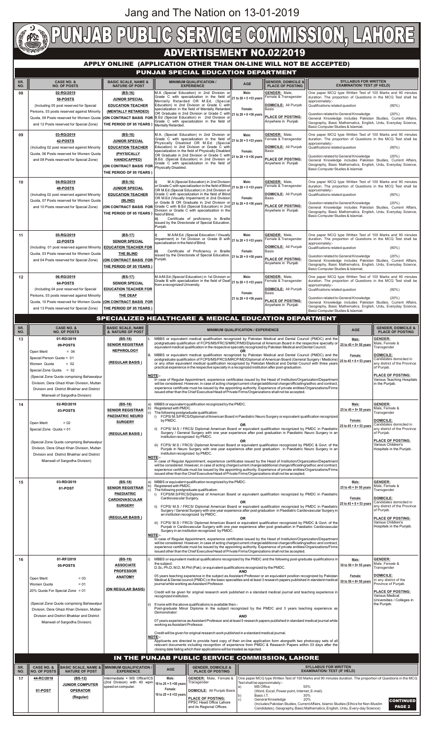Jang and The Nation on 13-01-2019

# PUNJAB PUBLIC SERVICE COMMISSION, LAHORE

## ADVERTISEMENT NO.02/2019

### APPLY ONLINE (APPLICATION OTHER THAN ON-LINE WILL NOT BE ACCEPTED)

### PUNJAB SPECIAL EDUCATION DEPARTMENT

| SR. NO. | CASE NO. & NO. OF POSTS | BASIC SCALE, NAME & NATURE OF POST | MINIMUM QUALIFICATION / EXPERIENCE | AGE | GENDER, DOMICILE & PLACE OF POSTING | SYLLABUS FOR WRITTEN EXAMINATION/ TEST (IF HELD) |
|---|---|---|---|---|---|---|
| 08 | 02-RG/2019<br>58-POSTS<br>(Including 05 post reserved for Special Persons, 03 posts reserved against Minority Quota, 09 Posts reserved for Women Quota and 12 Posts reserved for Special Zone) | (BS-16)<br>JUNIOR SPECIAL EDUCATION TEACHER (MENTALLY RETARDED)<br>(ON CONTRACT BASIS FOR THE PERIOD OF 05 YEARS) | M.A (Special Education) in 2nd Division or Grade C with specialization in the field of Mentally Retarded OR M.Ed. (Special Education) in 2nd Division or Grade C with specialization in the field of Mentally Retarded OR Graduate in 2nd Division or Grade C with B.Ed (Special Education) in 2nd Division or Grade C with specialization in the field of Mentally Retarded. | Male:<br>21 to 28 + 5 =33 years<br>Female:<br>21 to 28 + 8 =36 years | GENDER: Male, Female & Transgender<br>DOMICILE: All Punjab Basis<br>PLACE OF POSTING: Anywhere in Punjab | One paper MCQ type Written Test of 100 Marks and 90 minutes duration. The proportion of Questions in the MCQ Test shall be approximately:-<br>Qualifications related question (80%)<br>Question related to General Knowledge (20%)<br>General Knowledge includes Pakistan Studies, Current Affairs, Geography, Basic Mathematics, English, Urdu, Everyday Science, Basic Computer Studies & Islamiat. |
| 09 | 03-RG/2019<br>42-POSTS<br>(Including 02 post reserved against Minority Quota, 06 Posts reserved for Women Quota and 08 Posts reserved for Special Zone) | (BS-16)<br>JUNIOR SPECIAL EDUCATION TEACHER (PHYSICALLY HANDICAPPED)<br>(ON CONTRACT BASIS FOR THE PERIOD OF 05 YEARS) | M.A. (Special Education) in 2nd Division or Grade C with specialization in the field of Physically Disabled OR M.Ed. (Special Education) in 2nd Division or Grade C with specialization in the field of Physically Disabled OR Graduate in 2nd Division or Grade C with B.Ed. (Special Education) in 2nd Division or Grade C with specialization in the field of Physically Disabled. | Male:<br>21 to 28 + 5 =33 years<br>Female:<br>21 to 28 + 8 =36 years | GENDER: Male, Female & Transgender<br>DOMICILE: All Punjab Basis<br>PLACE OF POSTING: Anywhere in Punjab | One paper MCQ type Written Test of 100 Marks and 90 minutes duration. The proportion of Questions in the MCQ Test shall be approximately:-<br>Qualifications related question (80%)<br>Question related to General Knowledge (20%)<br>General Knowledge includes Pakistan Studies, Current Affairs, Geography, Basic Mathematics, English, Urdu, Everyday Science, Basic Computer Studies & Islamiat. |
| 10 | 04-RG/2019<br>48-POSTS<br>(Including 02 post reserved against Minority Quota, 07 Posts reserved for Women Quota and 10 Posts reserved for Special Zone) | (BS-16)<br>JUNIOR SPECIAL EDUCATION TEACHER (BLIND)<br>(ON CONTRACT BASIS FOR THE PERIOD OF 05 YEARS) | i) M.A (Special Education) in 2nd Division or Grade C with specialization in the field of Blind OR M.Ed (Special Education) in 2nd Division or Grade C with specialization in the field of Blind OR M.Ed (Visually Impairment) in 2nd Division or Grade B OR Graduate in 2nd Division or Grade C with B.Ed (Special Education) in 2nd Division or Grade C with specialization in the field of Blind.<br>ii) Certificate of proficiency in Braille issued by the Directorate of Special Education, Punjab. | Male:<br>21 to 28 + 5 =33 years<br>Female:<br>21 to 28 + 8 =36 years | GENDER: Male, Female & Transgender<br>DOMICILE: All Punjab Basis<br>PLACE OF POSTING: Anywhere in Punjab | One paper MCQ type Written Test of 100 Marks and 90 minutes duration. The proportion of Questions in the MCQ Test shall be approximately:-<br>Qualifications related question (80%)<br>Question related to General Knowledge (20%)<br>General Knowledge includes Pakistan Studies, Current Affairs, Geography, Basic Mathematics, English, Urdu, Everyday Science, Basic Computer Studies & Islamiat. |
| 11 | 05-RG/2019<br>22-POSTS<br>(Including 01 post reserved against Minority Quota, 03 Posts reserved for Women Quota and 04 Posts reserved for Special Zone) | (BS-17)<br>SENIOR SPECIAL EDUCATION TEACHER FOR THE BLIND<br>(ON CONTRACT BASIS FOR THE PERIOD OF 05 YEARS) | i) M.A/M.Ed. (Special Education / Visually Impairment) in 1st Division or Grade B with specialization in the field of Blind.<br>ii) Certificate of Proficiency in Braille issued by the Directorate of Special Education, Punjab. | Male:<br>21 to 28 + 5 =33 years<br>Female:<br>21 to 28 + 8 =36 years | GENDER: Male, Female & Transgender<br>DOMICILE: All Punjab Basis<br>PLACE OF POSTING: Anywhere in Punjab | One paper MCQ type Written Test of 100 Marks and 90 minutes duration. The proportion of Questions in the MCQ Test shall be approximately:-<br>Qualifications related question (80%)<br>Question related to General Knowledge (20%)<br>General Knowledge includes Pakistan Studies, Current Affairs, Geography, Basic Mathematics, English, Urdu, Everyday Science, Basic Computer Studies & Islamiat. |
| 12 | 06-RG/2019<br>64-POSTS<br>(Including 04 post reserved for Special Persons, 03 posts reserved against Minority Quota, 10 Posts reserved for Women Quota and 13 Posts reserved for Special Zone) | (BS-17)<br>SENIOR SPECIAL EDUCATION TEACHER FOR THE DEAF<br>(ON CONTRACT BASIS FOR THE PERIOD OF 05 YEARS) | M.A/M.Ed (Special Education) in 1st Division or Grade B with specialization in the field of Deaf from a recognized University. | Male:<br>21 to 28 + 5 =33 years<br>Female:<br>21 to 28 + 8 =36 years | GENDER: Male, Female & Transgender<br>DOMICILE: All Punjab Basis<br>PLACE OF POSTING: Anywhere in Punjab | One paper MCQ type Written Test of 100 Marks and 90 minutes duration. The proportion of Questions in the MCQ Test shall be approximately:-<br>Qualifications related question (80%)<br>Question related to General Knowledge (20%)<br>General Knowledge includes Pakistan Studies, Current Affairs, Geography, Basic Mathematics, English, Urdu, Everyday Science, Basic Computer Studies & Islamiat. |

### SPECIALIZED HEALTHCARE & MEDICAL EDUCATION DEPARTMENT

| SR. NO. | CASE NO. & NO. OF POSTS | BASIC SCALE, NAME & NATURE OF POST | MINIMUM QUALIFICATION / EXPERIENCE | AGE | GENDER, DOMICILE & PLACE OF POSTING |
|---|---|---|---|---|---|
| 13 | 01-RD/2019<br>09-POSTS<br>Open Merit = 04<br>Special Person Quota = 01<br>Women Quota = 02<br>Special Zone Quota = 02<br>(Special Zone Quota comprising Bahawalpur Division, Dera Ghazi Khan Division, Multan Division and District Bhakkar and District Mianwali of Sargodha Division) | (BS-18)<br>SENIOR REGISTRAR NEPHROLOGY<br>(REGULAR BASIS) | i. MBBS or equivalent medical qualification recognized by Pakistan Medical and Dental Council (PMDC) and the postgraduate qualification of FCPS/MS/FRCS/MRCP/MD/Diplomat of American Board in the respective specialty or equivalent medical qualification in the respective specialty recognized by Pakistan Medical and Dental Council;<br>OR<br>ii. MBBS or equivalent medical qualification recognized by Pakistan Medical and Dental Council (PMDC) and the postgraduate qualification of FCPS/MS/FRCS/MRCP/MD/Diplomat of American Board (General Surgery / Medicine) or any other equivalent medical qualification recognized by Pakistan Medical and Dental Council with three years practical experience in the respective specialty in a recognized institution after post-graduation.<br>NOTE:-<br>In case of Regular Appointment, experience certificates issued by the Head of Institution/Organization/Department will be considered. However, in case of acting charge/current charge/additional charge/officiating/adhoc and contract, experience certificate must be issued by the appointing authority. Experience of private entities/Organizations/Firms issued other than the Chief Executive/Head of Private Firms/Organizations shall not be accepted. | Male:<br>25 to 45 + 5= 50 years<br>Female:<br>25 to 45 + 8 = 53 years | GENDER: Male, Female & Transgender<br>DOMICILE: Candidates domiciled in any district of the Province of Punjab.<br>PLACE OF POSTING: Various Teaching Hospitals in the Punjab. |
| 14 | 02-RD/2019<br>03-POSTS<br>Open Merit = 02<br>Special Zone Quota = 01<br>(Special Zone Quota comprising Bahawalpur Division, Dera Ghazi Khan Division, Multan Division and District Bhakkar and District Mianwali of Sargodha Division) | (BS-18)<br>SENIOR REGISTRAR PAEDIATRIC NEURO SURGERY<br>(REGULAR BASIS) | a) MBBS or equivalent qualification recognized by the PMDC.<br>b) Registered with PMDC.<br>c) The following postgraduate qualification:<br>i) FCPS/ M.S/FRCS/Diplomat of American Board in Paediatric Neuro Surgery or equivalent qualification recognized by PMDC.<br>OR<br>ii) FCPS/ M.S / FRCS/ Diplomat American Board or equivalent qualification recognized by PMDC in Paediatric Surgery / General Surgery with one year experience after post graduation in Paediatric Neuro Surgery in an institution recognized by PMDC.<br>OR<br>iii) FCPS/ M.S / FRCS/ Diplomat American Board or equivalent qualification recognized by PMDC & Govt. of the Punjab in Neuro Surgery with one year experience after post graduation in Paediatric Neuro Surgery in an institution recognized by PMDC.<br>NOTE:-<br>In case of Regular Appointment, experience certificates issued by the Head of Institution/Organization/Department will be considered. However, in case of acting charge/current charge/additional charge/officiating/adhoc and contract, experience certificate must be issued by the appointing authority. Experience of private entities/Organizations/Firms issued other than the Chief Executive/Head of Private Firms/Organizations shall not be accepted. | Male:<br>25 to 45 + 5= 50 years<br>Female:<br>25 to 45 + 8 = 53 years | GENDER: Male, Female & Transgender<br>DOMICILE: Candidates domiciled in any district of the Province of Punjab.<br>PLACE OF POSTING: Various Children's Hospitals in the Punjab. |
| 15 | 03-RD/2019<br>01-POST | (BS-18)<br>SENIOR REGISTRAR PAEDIATRIC CARDIOVASCULAR SURGERY<br>(REGULAR BASIS) | a) MBBS or equivalent qualification recognized by the PMDC.<br>b) Registered with PMDC.<br>c) The following postgraduate qualification:<br>i) FCPS/M.S/FRCS/Diplomat of American Board or equivalent qualification recognized by PMDC in Paediatric Cardiovascular Surgery.<br>OR<br>ii) FCPS/ M.S / FRCS/ Diplomat American Board or equivalent qualification recognized by PMDC in Paediatric Surgery / General Surgery with one year experience after post graduation in Paediatric Cardiovascular Surgery in an institution recognized by PMDC.<br>OR<br>iii) FCPS/ M.S / FRCS/ Diplomat American Board or equivalent qualification recognized by PMDC & Govt. of the Punjab in Cardiovascular Surgery with one year experience after post graduation in Paediatric Cardiovascular Surgery in an institution recognized by PMDC.<br>NOTE:-<br>In case of Regular Appointment, experience certificates issued by the Head of Institution/Organization/Department will be considered. However, in case of acting charge/current charge/additional charge/officiating/adhoc and contract, experience certificate must be issued by the appointing authority. Experience of private entities/Organizations/Firms issued other than the Chief Executive/Head of Private Firms/Organizations shall not be accepted. | Male:<br>25 to 45 + 5= 50 years<br>Female:<br>25 to 45 + 8 = 53 years | GENDER: Male, Female & Transgender<br>DOMICILE: Candidates domiciled in any district of the Province of Punjab.<br>PLACE OF POSTING: Various Children's Hospitals in the Punjab. |
| 16 | 01-RF/2019<br>05-POSTS<br>Open Merit = 03<br>Women Quota = 01<br>20% Quota For Special Zone = 01<br>(Special Zone Quota comprising Bahawalpur Division, Dera Ghazi Khan Division, Multan Division and District Bhakkar and District Mianwali of Sargodha Division) | (BS-19)<br>ASSOCIATE PROFESSOR ANATOMY<br>(ON REGULAR BASIS) | i) MBBS or equivalent medical qualifications recognized by the PMDC and the following post-graduate qualifications in the subject:<br>D.Sc, Ph.D, M.D, M.Phil (Pak); or equivalent qualifications recognized by the PMDC.<br>AND<br>05 years teaching experience in the subject as Assistant Professor or an equivalent position recognized by Pakistan Medical & Dental council (PMDC) in the basic specialties and at least 3 research papers published in standard medical journal while working as Assistant Professor.<br>Credit will be given for original research work published in a standard medical journal and teaching experience in recognized institution.<br>ii) If none with the above qualifications is available then:-<br>Post-graduate Minor Diploma in the subject recognized by the PMDC and 3 years teaching experience as Demonstrator:<br>AND<br>07 years experience as Assistant Professor and at least 5 research papers published in standard medical journal while working as Assistant Professor.<br>Credit will be given for original research work published in a standard medical journal.<br>NOTE:-<br>Applicants are directed to provide hard copy of their on-line application form alongwith two photocopy sets of all relevant documents including recognition of experience from PMDC & Research Papers within 03 days after the closing date failing which their applications will be treated as rejected. | Male:<br>30 to 50 + 5= 55 years<br>Female:<br>30 to 50 + 8= 58 years | GENDER: Male, Female & Transgender<br>DOMICILE: In any district of the Province of Punjab.<br>PLACE OF POSTING: Various Medical Universities / Colleges in the Punjab. |

### IN THE PUNJAB PUBLIC SERVICE COMMISSION, LAHORE

| SR. NO. | CASE NO. & NO. OF POSTS | BASIC SCALE, NAME & NATURE OF POST | MINIMUM QUALIFICATION / EXPERIENCE | AGE | GENDER, DOMICILE & PLACE OF POSTING | SYLLABUS FOR WRITTEN EXAMINATION/ TEST (IF HELD) |
|---|---|---|---|---|---|---|
| 17 | 44-RC/2018<br>01-POST | (BS-12)<br>JUNIOR COMPUTER OPERATOR<br>(Regular) | Intermediate + MS Office/ICS (2nd Division) with 40 wpm speed on computer. | Male:<br>18 to 25 + 5 =30 years<br>Female:<br>18 to 25 + 8 =33 years | GENDER: Male, Female & Transgender<br>DOMICILE: All Punjab Basis<br>PLACE OF POSTING: PPSC Head Office Lahore and its Regional Offices. | One paper MCQ type Written Test of 100 Marks and 90 minutes duration. The proportion of Questions in the MCQ Test shall be approximately:-<br>a) MS Office 50%<br>(Word, Excel, Power point, Internet, E-mail).<br>b) Basic I.T. 30%<br>c) General Knowledge 20%<br>(Includes Pakistan Studies, Current Affairs, Islamic Studies (Ethics for Non-Muslim Candidates), Geography, Basic Mathematics, English, Urdu, Every-day Science) |

CONTINUED PAGE 2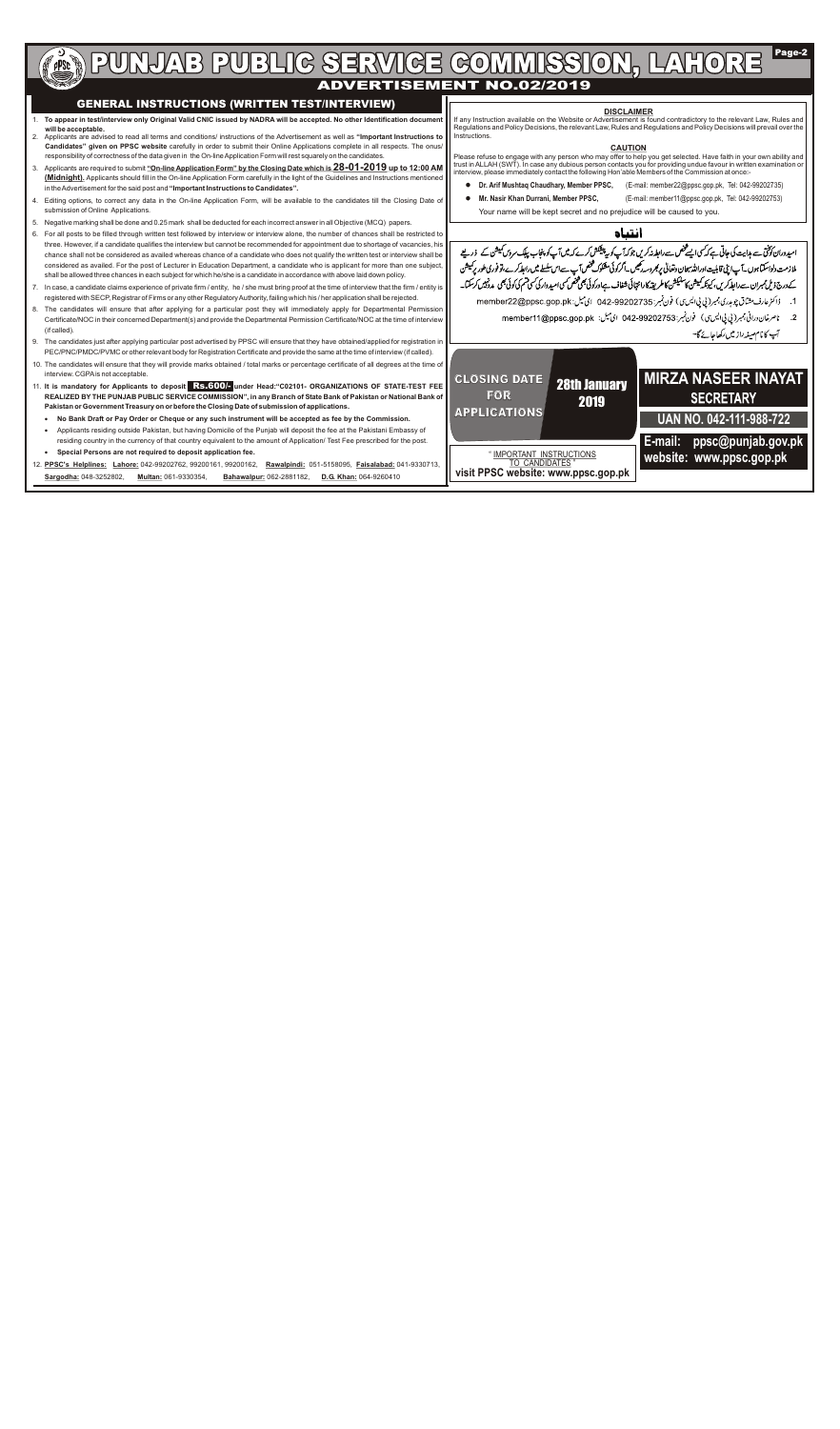# PUNJAB PUBLIC SERVICE COMMISSION, LAHORE

## ADVERTISEMENT NO.02/2019

### GENERAL INSTRUCTIONS (WRITTEN TEST/INTERVIEW)

1. **To appear in test/interview only Original Valid CNIC issued by NADRA will be accepted. No other Identification document will be acceptable.**
2. Applicants are advised to read all terms and conditions/ instructions of the Advertisement as well as **"Important Instructions to Candidates" given on PPSC website** carefully in order to submit their Online Applications complete in all respects. The onus/ responsibility of correctness of the data given in the On-line Application Form will rest squarely on the candidates.
3. Applicants are required to submit **"On-line Application Form" by the Closing Date which is 28-01-2019 up to 12:00 AM (Midnight).** Applicants should fill in the On-line Application Form carefully in the light of the Guidelines and Instructions mentioned in the Advertisement for the said post and **"Important Instructions to Candidates".**
4. Editing options, to correct any data in the On-line Application Form, will be available to the candidates till the Closing Date of submission of Online Applications.
5. Negative marking shall be done and 0.25 mark shall be deducted for each incorrect answer in all Objective (MCQ) papers.
6. For all posts to be filled through written test followed by interview or interview alone, the number of chances shall be restricted to three. However, if a candidate qualifies the interview but cannot be recommended for appointment due to shortage of vacancies, his chance shall not be considered as availed whereas chance of a candidate who does not qualify the written test or interview shall be considered as availed. For the post of Lecturer in Education Department, a candidate who is applicant for more than one subject, shall be allowed three chances in each subject for which he/she is a candidate in accordance with above laid down policy.
7. In case, a candidate claims experience of private firm / entity, he / she must bring proof at the time of interview that the firm / entity is registered with SECP, Registrar of Firms or any other Regulatory Authority, failing which his / her application shall be rejected.
8. The candidates will ensure that after applying for a particular post they will immediately apply for Departmental Permission Certificate/NOC in their concerned Department(s) and provide the Departmental Permission Certificate/NOC at the time of interview (if called).
9. The candidates just after applying particular post advertised by PPSC will ensure that they have obtained/applied for registration in PEC/PNC/PMDC/PVMC or other relevant body for Registration Certificate and provide the same at the time of interview (if called).
10. The candidates will ensure that they will provide marks obtained / total marks or percentage certificate of all degrees at the time of interview. CGPA is not acceptable.
11. **It is mandatory for Applicants to deposit Rs.600/- under Head:"C02101- ORGANIZATIONS OF STATE-TEST FEE REALIZED BY THE PUNJAB PUBLIC SERVICE COMMISSION", in any Branch of State Bank of Pakistan or National Bank of Pakistan or Government Treasury on or before the Closing Date of submission of applications.**
    - **No Bank Draft or Pay Order or Cheque or any such instrument will be accepted as fee by the Commission.**
    - Applicants residing outside Pakistan, but having Domicile of the Punjab will deposit the fee at the Pakistani Embassy of residing country in the currency of that country equivalent to the amount of Application/ Test Fee prescribed for the post.
    - **Special Persons are not required to deposit application fee.**
12. **PPSC's Helplines:** **Lahore:** 042-99202762, 99200161, 99200162, **Rawalpindi:** 051-5158095, **Faisalabad:** 041-9330713, **Sargodha:** 048-3252802, **Multan:** 061-9330354, **Bahawalpur:** 062-2881182, **D.G. Khan:** 064-9260410

### DISCLAIMER

If any Instruction available on the Website or Advertisement is found contradictory to the relevant Law, Rules and Regulations and Policy Decisions, the relevant Law, Rules and Regulations and Policy Decisions will prevail over the Instructions.

### CAUTION

Please refuse to engage with any person who may offer to help you get selected. Have faith in your own ability and trust in ALLAH (SWT). In case any dubious person contacts you for providing undue favour in written examination or interview, please immediately contact the following Hon'able Members of the Commission at once:-

- **Dr. Arif Mushtaq Chaudhary, Member PPSC,** (E-mail: member22@ppsc.gop.pk, Tel: 042-99202735)
- **Mr. Nasir Khan Durrani, Member PPSC,** (E-mail: member11@ppsc.gop.pk, Tel: 042-99202753)

Your name will be kept secret and no prejudice will be caused to you.

### انتباہ

امیدواران کو تنبیہ کی جاتی ہے کہ کسی ایسے شخص سے رابطہ نہ کریں جو کہ آپ کو پیشکش کرے کہ میں آپ کو پنجاب پبلک سروس کمیشن کے ذریعے ملازمت دلوا سکتا ہوں۔ آپ اپنی قابلیت اور اللہ سبحان وتعالیٰ پر بھروسہ رکھیں۔ اگر کوئی مشکوک شخص آپ سے اس سلسلے میں رابطہ کرے، تو فوری طور پر کمیشن کے درج ذیل ممبران سے رابطہ کریں، کیونکہ کمیشن کا سلیکشن کا طریقہ کار انتہائی شفاف ہے اور کوئی بھی شخص کسی امیدوار کی کسی قسم کی کوئی بھی مدد نہیں کر سکتا۔

1. ڈاکٹر عارف مشتاق چوہدری، ممبر (پی پی ایس سی) فون نمبر: 042-99202735 ای میل: member22@ppsc.gop.pk
2. ناصر خان درانی، ممبر (پی پی ایس سی) فون نمبر: 042-99202753 ای میل: member11@ppsc.gop.pk

آپ کا نام صیغہ راز میں رکھا جائے گا۔

**CLOSING DATE FOR APPLICATIONS** — **28th January 2019**

" IMPORTANT INSTRUCTIONS TO CANDIDATES "
**visit PPSC website: www.ppsc.gop.pk**

**MIRZA NASEER INAYAT**
**SECRETARY**

**UAN NO. 042-111-988-722**

**E-mail: ppsc@punjab.gov.pk**
**website: www.ppsc.gop.pk**